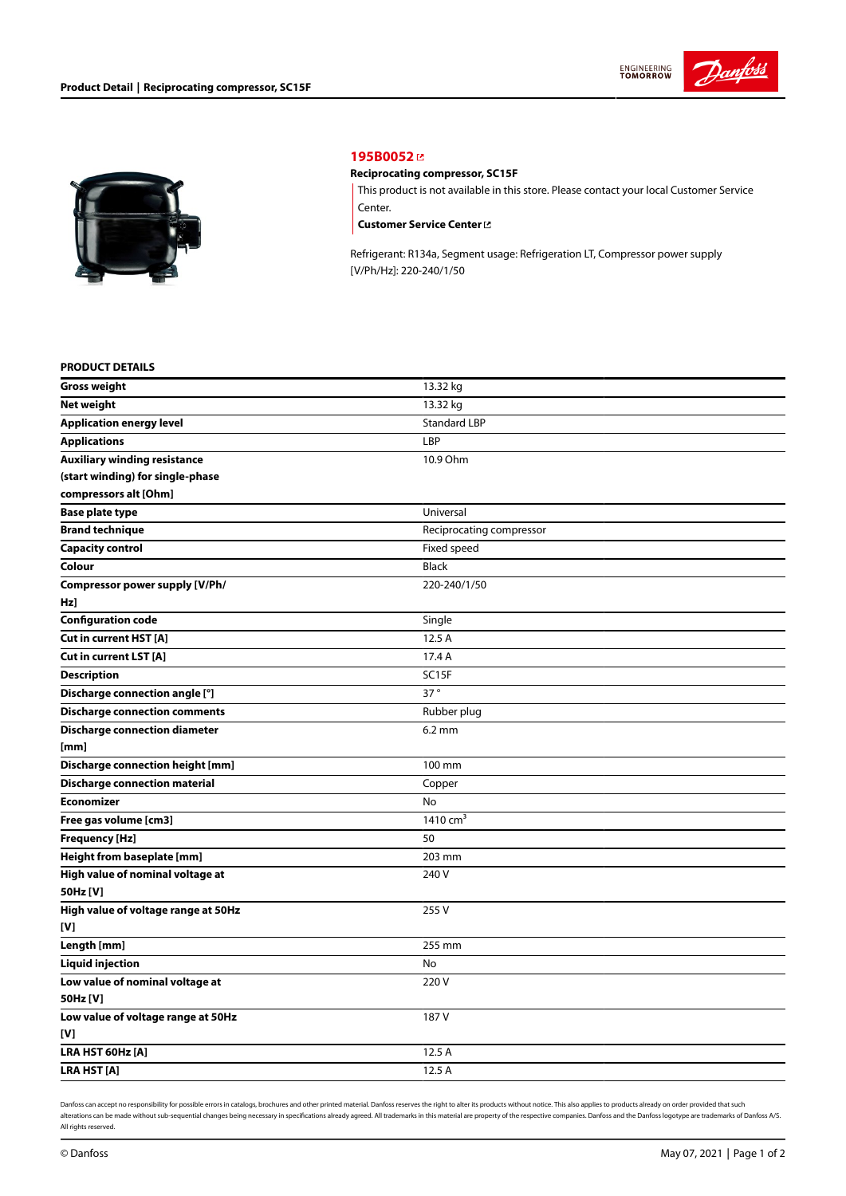# 195B0052

**Reciprocating compressor, SC15F**

This product is not available in this store. Please contact your local Customer Service Center.

**Customer Service Center**

Refrigerant: R134a, Segment usage: Refrigeration LT, Compressor power supply [V/Ph/Hz]: 220-240/1/50

## PRODUCT DETAILS

| | |
|---|---|
| **Gross weight** | 13.32 kg |
| **Net weight** | 13.32 kg |
| **Application energy level** | Standard LBP |
| **Applications** | LBP |
| **Auxiliary winding resistance (start winding) for single-phase compressors alt [Ohm]** | 10.9 Ohm |
| **Base plate type** | Universal |
| **Brand technique** | Reciprocating compressor |
| **Capacity control** | Fixed speed |
| **Colour** | Black |
| **Compressor power supply [V/Ph/Hz]** | 220-240/1/50 |
| **Configuration code** | Single |
| **Cut in current HST [A]** | 12.5 A |
| **Cut in current LST [A]** | 17.4 A |
| **Description** | SC15F |
| **Discharge connection angle [°]** | 37 ° |
| **Discharge connection comments** | Rubber plug |
| **Discharge connection diameter [mm]** | 6.2 mm |
| **Discharge connection height [mm]** | 100 mm |
| **Discharge connection material** | Copper |
| **Economizer** | No |
| **Free gas volume [cm3]** | 1410 $cm^3$ |
| **Frequency [Hz]** | 50 |
| **Height from baseplate [mm]** | 203 mm |
| **High value of nominal voltage at 50Hz [V]** | 240 V |
| **High value of voltage range at 50Hz [V]** | 255 V |
| **Length [mm]** | 255 mm |
| **Liquid injection** | No |
| **Low value of nominal voltage at 50Hz [V]** | 220 V |
| **Low value of voltage range at 50Hz [V]** | 187 V |
| **LRA HST 60Hz [A]** | 12.5 A |
| **LRA HST [A]** | 12.5 A |

Danfoss can accept no responsibility for possible errors in catalogs, brochures and other printed material. Danfoss reserves the right to alter its products without notice. This also applies to products already on order provided that such alterations can be made without sub-sequential changes being necessary in specifications already agreed. All trademarks in this material are property of the respective companies. Danfoss and the Danfoss logotype are trademarks of Danfoss A/S. All rights reserved.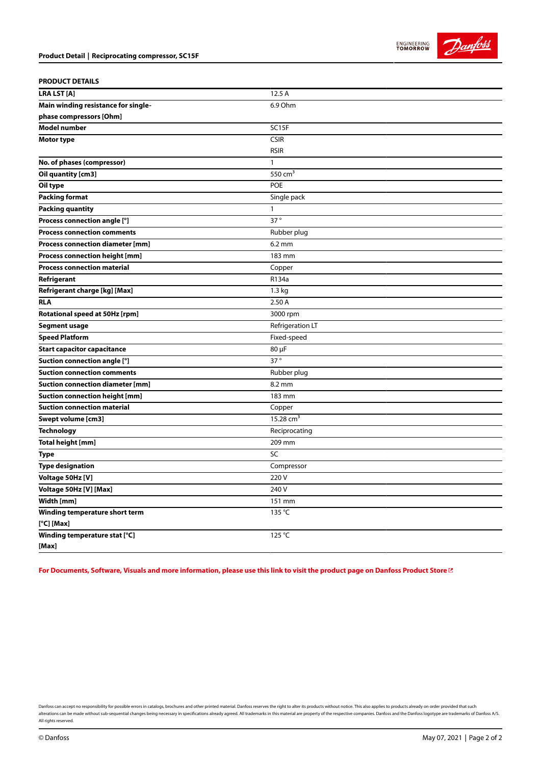## PRODUCT DETAILS

| | |
|---|---|
| **LRA LST [A]** | 12.5 A |
| **Main winding resistance for single-phase compressors [Ohm]** | 6.9 Ohm |
| **Model number** | SC15F |
| **Motor type** | CSIR<br>RSIR |
| **No. of phases (compressor)** | 1 |
| **Oil quantity [cm3]** | 550 $cm^3$ |
| **Oil type** | POE |
| **Packing format** | Single pack |
| **Packing quantity** | 1 |
| **Process connection angle [°]** | 37 ° |
| **Process connection comments** | Rubber plug |
| **Process connection diameter [mm]** | 6.2 mm |
| **Process connection height [mm]** | 183 mm |
| **Process connection material** | Copper |
| **Refrigerant** | R134a |
| **Refrigerant charge [kg] [Max]** | 1.3 kg |
| **RLA** | 2.50 A |
| **Rotational speed at 50Hz [rpm]** | 3000 rpm |
| **Segment usage** | Refrigeration LT |
| **Speed Platform** | Fixed-speed |
| **Start capacitor capacitance** | 80 µF |
| **Suction connection angle [°]** | 37 ° |
| **Suction connection comments** | Rubber plug |
| **Suction connection diameter [mm]** | 8.2 mm |
| **Suction connection height [mm]** | 183 mm |
| **Suction connection material** | Copper |
| **Swept volume [cm3]** | 15.28 $cm^3$ |
| **Technology** | Reciprocating |
| **Total height [mm]** | 209 mm |
| **Type** | SC |
| **Type designation** | Compressor |
| **Voltage 50Hz [V]** | 220 V |
| **Voltage 50Hz [V] [Max]** | 240 V |
| **Width [mm]** | 151 mm |
| **Winding temperature short term [°C] [Max]** | 135 °C |
| **Winding temperature stat [°C] [Max]** | 125 °C |

**For Documents, Software, Visuals and more information, please use this link to visit the product page on Danfoss Product Store**

Danfoss can accept no responsibility for possible errors in catalogs, brochures and other printed material. Danfoss reserves the right to alter its products without notice. This also applies to products already on order provided that such alterations can be made without sub-sequential changes being necessary in specifications already agreed. All trademarks in this material are property of the respective companies. Danfoss and the Danfoss logotype are trademarks of Danfoss A/S. All rights reserved.